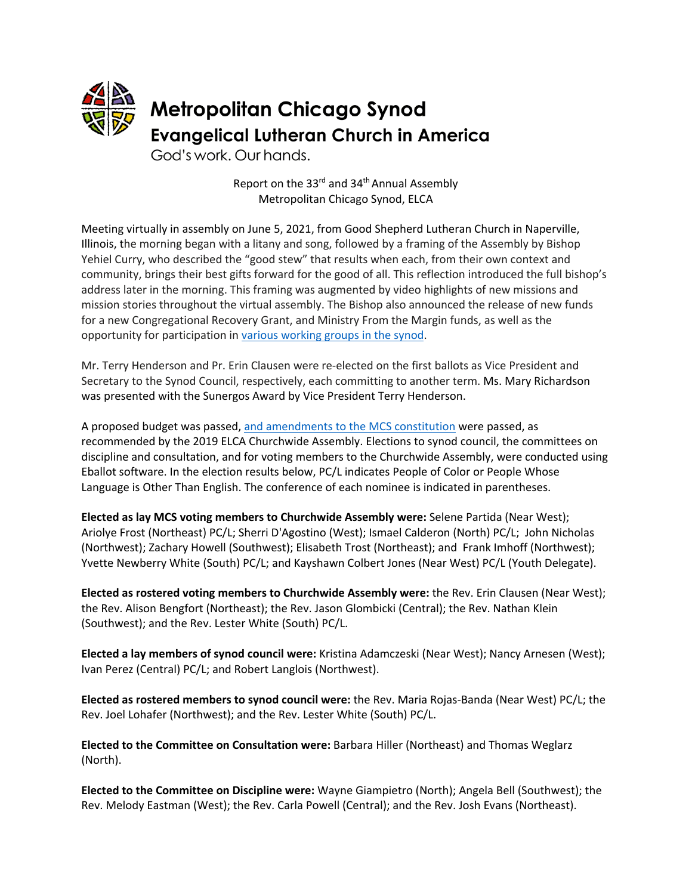# Metropolitan Chicago Synod
## Evangelical Lutheran Church in America
God's work. Our hands.

Report on the 33rd and 34th Annual Assembly
Metropolitan Chicago Synod, ELCA

Meeting virtually in assembly on June 5, 2021, from Good Shepherd Lutheran Church in Naperville, Illinois, the morning began with a litany and song, followed by a framing of the Assembly by Bishop Yehiel Curry, who described the "good stew" that results when each, from their own context and community, brings their best gifts forward for the good of all. This reflection introduced the full bishop's address later in the morning. This framing was augmented by video highlights of new missions and mission stories throughout the virtual assembly. The Bishop also announced the release of new funds for a new Congregational Recovery Grant, and Ministry From the Margin funds, as well as the opportunity for participation in various working groups in the synod.

Mr. Terry Henderson and Pr. Erin Clausen were re-elected on the first ballots as Vice President and Secretary to the Synod Council, respectively, each committing to another term. Ms. Mary Richardson was presented with the Sunergos Award by Vice President Terry Henderson.

A proposed budget was passed, and amendments to the MCS constitution were passed, as recommended by the 2019 ELCA Churchwide Assembly. Elections to synod council, the committees on discipline and consultation, and for voting members to the Churchwide Assembly, were conducted using Eballot software. In the election results below, PC/L indicates People of Color or People Whose Language is Other Than English. The conference of each nominee is indicated in parentheses.

**Elected as lay MCS voting members to Churchwide Assembly were:** Selene Partida (Near West); Ariolye Frost (Northeast) PC/L; Sherri D'Agostino (West); Ismael Calderon (North) PC/L; John Nicholas (Northwest); Zachary Howell (Southwest); Elisabeth Trost (Northeast); and Frank Imhoff (Northwest); Yvette Newberry White (South) PC/L; and Kayshawn Colbert Jones (Near West) PC/L (Youth Delegate).

**Elected as rostered voting members to Churchwide Assembly were:** the Rev. Erin Clausen (Near West); the Rev. Alison Bengfort (Northeast); the Rev. Jason Glombicki (Central); the Rev. Nathan Klein (Southwest); and the Rev. Lester White (South) PC/L.

**Elected a lay members of synod council were:** Kristina Adamczeski (Near West); Nancy Arnesen (West); Ivan Perez (Central) PC/L; and Robert Langlois (Northwest).

**Elected as rostered members to synod council were:** the Rev. Maria Rojas-Banda (Near West) PC/L; the Rev. Joel Lohafer (Northwest); and the Rev. Lester White (South) PC/L.

**Elected to the Committee on Consultation were:** Barbara Hiller (Northeast) and Thomas Weglarz (North).

**Elected to the Committee on Discipline were:** Wayne Giampietro (North); Angela Bell (Southwest); the Rev. Melody Eastman (West); the Rev. Carla Powell (Central); and the Rev. Josh Evans (Northeast).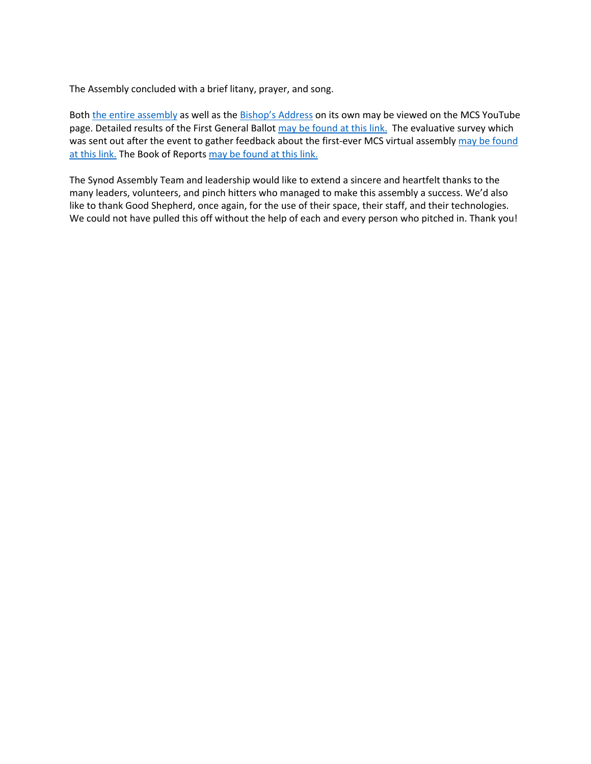The Assembly concluded with a brief litany, prayer, and song.

Both the entire assembly as well as the Bishop's Address on its own may be viewed on the MCS YouTube page. Detailed results of the First General Ballot may be found at this link. The evaluative survey which was sent out after the event to gather feedback about the first-ever MCS virtual assembly may be found at this link. The Book of Reports may be found at this link.

The Synod Assembly Team and leadership would like to extend a sincere and heartfelt thanks to the many leaders, volunteers, and pinch hitters who managed to make this assembly a success. We'd also like to thank Good Shepherd, once again, for the use of their space, their staff, and their technologies. We could not have pulled this off without the help of each and every person who pitched in. Thank you!